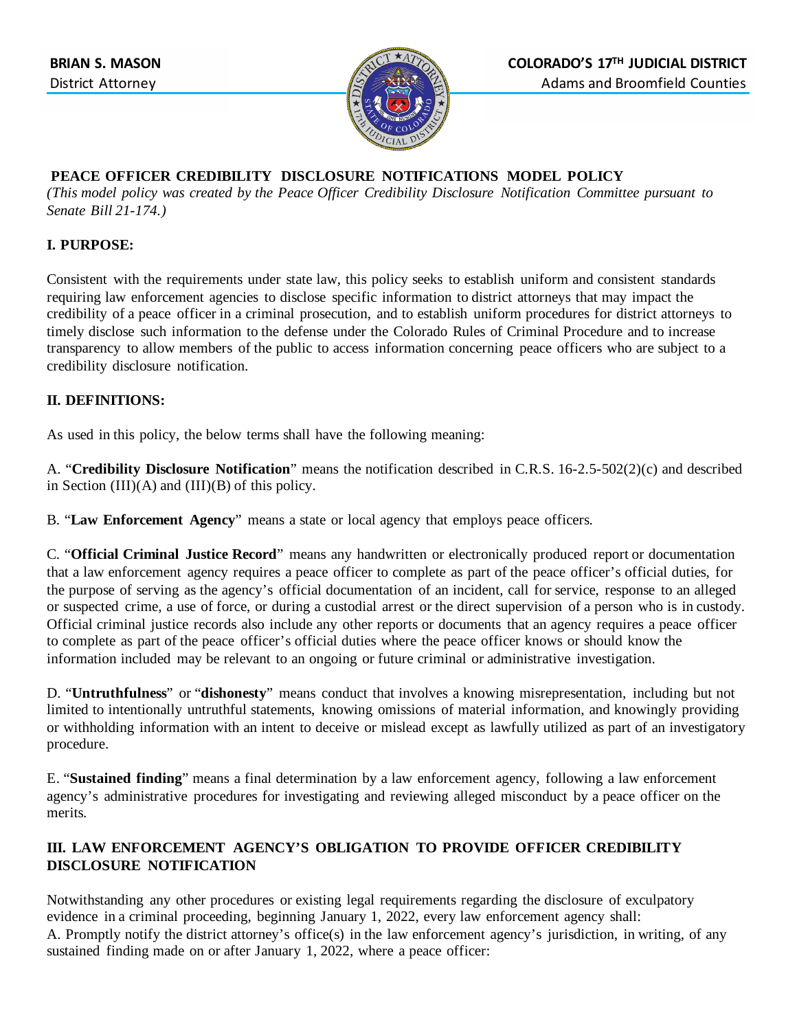**BRIAN S. MASON**
District Attorney

**COLORADO'S 17TH JUDICIAL DISTRICT**
Adams and Broomfield Counties

**PEACE OFFICER CREDIBILITY DISCLOSURE NOTIFICATIONS MODEL POLICY**

*(This model policy was created by the Peace Officer Credibility Disclosure Notification Committee pursuant to Senate Bill 21-174.)*

## I. PURPOSE:

Consistent with the requirements under state law, this policy seeks to establish uniform and consistent standards requiring law enforcement agencies to disclose specific information to district attorneys that may impact the credibility of a peace officer in a criminal prosecution, and to establish uniform procedures for district attorneys to timely disclose such information to the defense under the Colorado Rules of Criminal Procedure and to increase transparency to allow members of the public to access information concerning peace officers who are subject to a credibility disclosure notification.

## II. DEFINITIONS:

As used in this policy, the below terms shall have the following meaning:

A. "**Credibility Disclosure Notification**" means the notification described in C.R.S. 16-2.5-502(2)(c) and described in Section (III)(A) and (III)(B) of this policy.

B. "**Law Enforcement Agency**" means a state or local agency that employs peace officers.

C. "**Official Criminal Justice Record**" means any handwritten or electronically produced report or documentation that a law enforcement agency requires a peace officer to complete as part of the peace officer's official duties, for the purpose of serving as the agency's official documentation of an incident, call for service, response to an alleged or suspected crime, a use of force, or during a custodial arrest or the direct supervision of a person who is in custody. Official criminal justice records also include any other reports or documents that an agency requires a peace officer to complete as part of the peace officer's official duties where the peace officer knows or should know the information included may be relevant to an ongoing or future criminal or administrative investigation.

D. "**Untruthfulness**" or "**dishonesty**" means conduct that involves a knowing misrepresentation, including but not limited to intentionally untruthful statements, knowing omissions of material information, and knowingly providing or withholding information with an intent to deceive or mislead except as lawfully utilized as part of an investigatory procedure.

E. "**Sustained finding**" means a final determination by a law enforcement agency, following a law enforcement agency's administrative procedures for investigating and reviewing alleged misconduct by a peace officer on the merits.

## III. LAW ENFORCEMENT AGENCY'S OBLIGATION TO PROVIDE OFFICER CREDIBILITY DISCLOSURE NOTIFICATION

Notwithstanding any other procedures or existing legal requirements regarding the disclosure of exculpatory evidence in a criminal proceeding, beginning January 1, 2022, every law enforcement agency shall:

A. Promptly notify the district attorney's office(s) in the law enforcement agency's jurisdiction, in writing, of any sustained finding made on or after January 1, 2022, where a peace officer: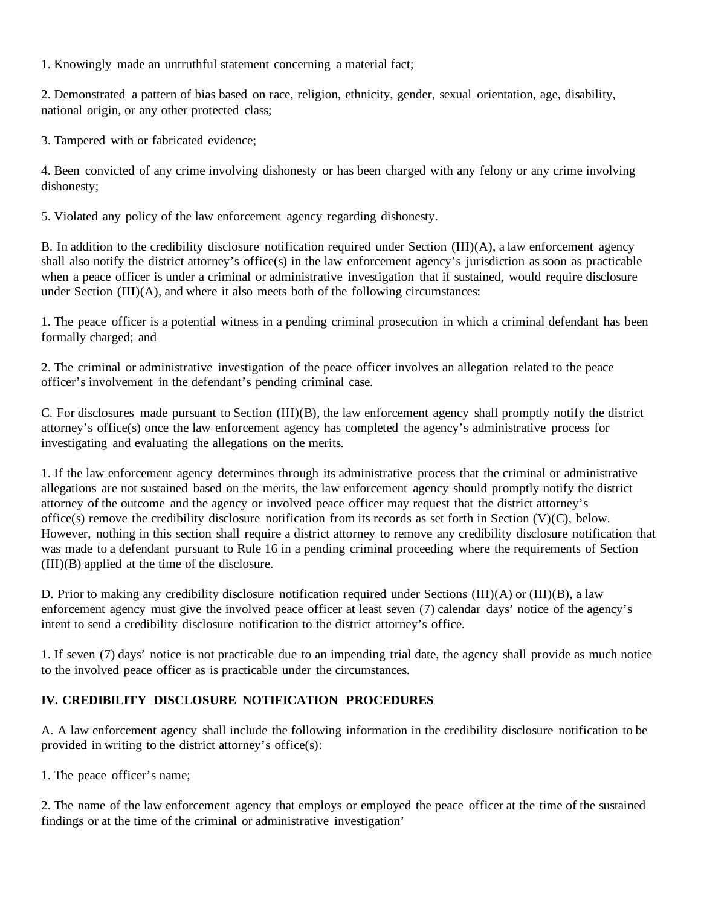1. Knowingly made an untruthful statement concerning a material fact;

2. Demonstrated a pattern of bias based on race, religion, ethnicity, gender, sexual orientation, age, disability, national origin, or any other protected class;

3. Tampered with or fabricated evidence;

4. Been convicted of any crime involving dishonesty or has been charged with any felony or any crime involving dishonesty;

5. Violated any policy of the law enforcement agency regarding dishonesty.

B. In addition to the credibility disclosure notification required under Section (III)(A), a law enforcement agency shall also notify the district attorney's office(s) in the law enforcement agency's jurisdiction as soon as practicable when a peace officer is under a criminal or administrative investigation that if sustained, would require disclosure under Section (III)(A), and where it also meets both of the following circumstances:

1. The peace officer is a potential witness in a pending criminal prosecution in which a criminal defendant has been formally charged; and

2. The criminal or administrative investigation of the peace officer involves an allegation related to the peace officer's involvement in the defendant's pending criminal case.

C. For disclosures made pursuant to Section (III)(B), the law enforcement agency shall promptly notify the district attorney's office(s) once the law enforcement agency has completed the agency's administrative process for investigating and evaluating the allegations on the merits.

1. If the law enforcement agency determines through its administrative process that the criminal or administrative allegations are not sustained based on the merits, the law enforcement agency should promptly notify the district attorney of the outcome and the agency or involved peace officer may request that the district attorney's office(s) remove the credibility disclosure notification from its records as set forth in Section (V)(C), below. However, nothing in this section shall require a district attorney to remove any credibility disclosure notification that was made to a defendant pursuant to Rule 16 in a pending criminal proceeding where the requirements of Section (III)(B) applied at the time of the disclosure.

D. Prior to making any credibility disclosure notification required under Sections (III)(A) or (III)(B), a law enforcement agency must give the involved peace officer at least seven (7) calendar days' notice of the agency's intent to send a credibility disclosure notification to the district attorney's office.

1. If seven (7) days' notice is not practicable due to an impending trial date, the agency shall provide as much notice to the involved peace officer as is practicable under the circumstances.

## IV. CREDIBILITY DISCLOSURE NOTIFICATION PROCEDURES

A. A law enforcement agency shall include the following information in the credibility disclosure notification to be provided in writing to the district attorney's office(s):

1. The peace officer's name;

2. The name of the law enforcement agency that employs or employed the peace officer at the time of the sustained findings or at the time of the criminal or administrative investigation'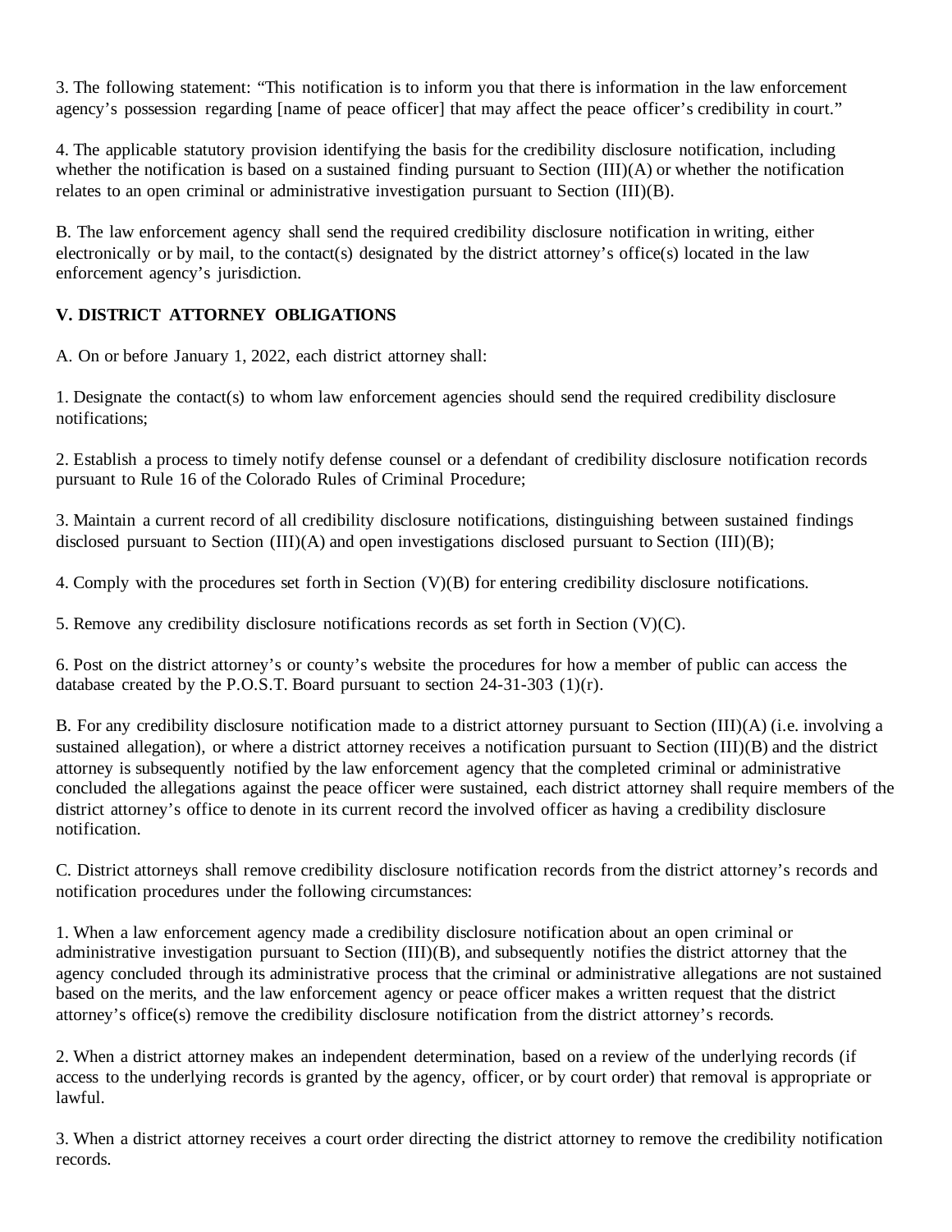3. The following statement: "This notification is to inform you that there is information in the law enforcement agency's possession regarding [name of peace officer] that may affect the peace officer's credibility in court."

4. The applicable statutory provision identifying the basis for the credibility disclosure notification, including whether the notification is based on a sustained finding pursuant to Section (III)(A) or whether the notification relates to an open criminal or administrative investigation pursuant to Section (III)(B).

B. The law enforcement agency shall send the required credibility disclosure notification in writing, either electronically or by mail, to the contact(s) designated by the district attorney's office(s) located in the law enforcement agency's jurisdiction.

## V. DISTRICT ATTORNEY OBLIGATIONS

A. On or before January 1, 2022, each district attorney shall:

1. Designate the contact(s) to whom law enforcement agencies should send the required credibility disclosure notifications;

2. Establish a process to timely notify defense counsel or a defendant of credibility disclosure notification records pursuant to Rule 16 of the Colorado Rules of Criminal Procedure;

3. Maintain a current record of all credibility disclosure notifications, distinguishing between sustained findings disclosed pursuant to Section (III)(A) and open investigations disclosed pursuant to Section (III)(B);

4. Comply with the procedures set forth in Section (V)(B) for entering credibility disclosure notifications.

5. Remove any credibility disclosure notifications records as set forth in Section (V)(C).

6. Post on the district attorney's or county's website the procedures for how a member of public can access the database created by the P.O.S.T. Board pursuant to section 24-31-303 (1)(r).

B. For any credibility disclosure notification made to a district attorney pursuant to Section (III)(A) (i.e. involving a sustained allegation), or where a district attorney receives a notification pursuant to Section (III)(B) and the district attorney is subsequently notified by the law enforcement agency that the completed criminal or administrative concluded the allegations against the peace officer were sustained, each district attorney shall require members of the district attorney's office to denote in its current record the involved officer as having a credibility disclosure notification.

C. District attorneys shall remove credibility disclosure notification records from the district attorney's records and notification procedures under the following circumstances:

1. When a law enforcement agency made a credibility disclosure notification about an open criminal or administrative investigation pursuant to Section (III)(B), and subsequently notifies the district attorney that the agency concluded through its administrative process that the criminal or administrative allegations are not sustained based on the merits, and the law enforcement agency or peace officer makes a written request that the district attorney's office(s) remove the credibility disclosure notification from the district attorney's records.

2. When a district attorney makes an independent determination, based on a review of the underlying records (if access to the underlying records is granted by the agency, officer, or by court order) that removal is appropriate or lawful.

3. When a district attorney receives a court order directing the district attorney to remove the credibility notification records.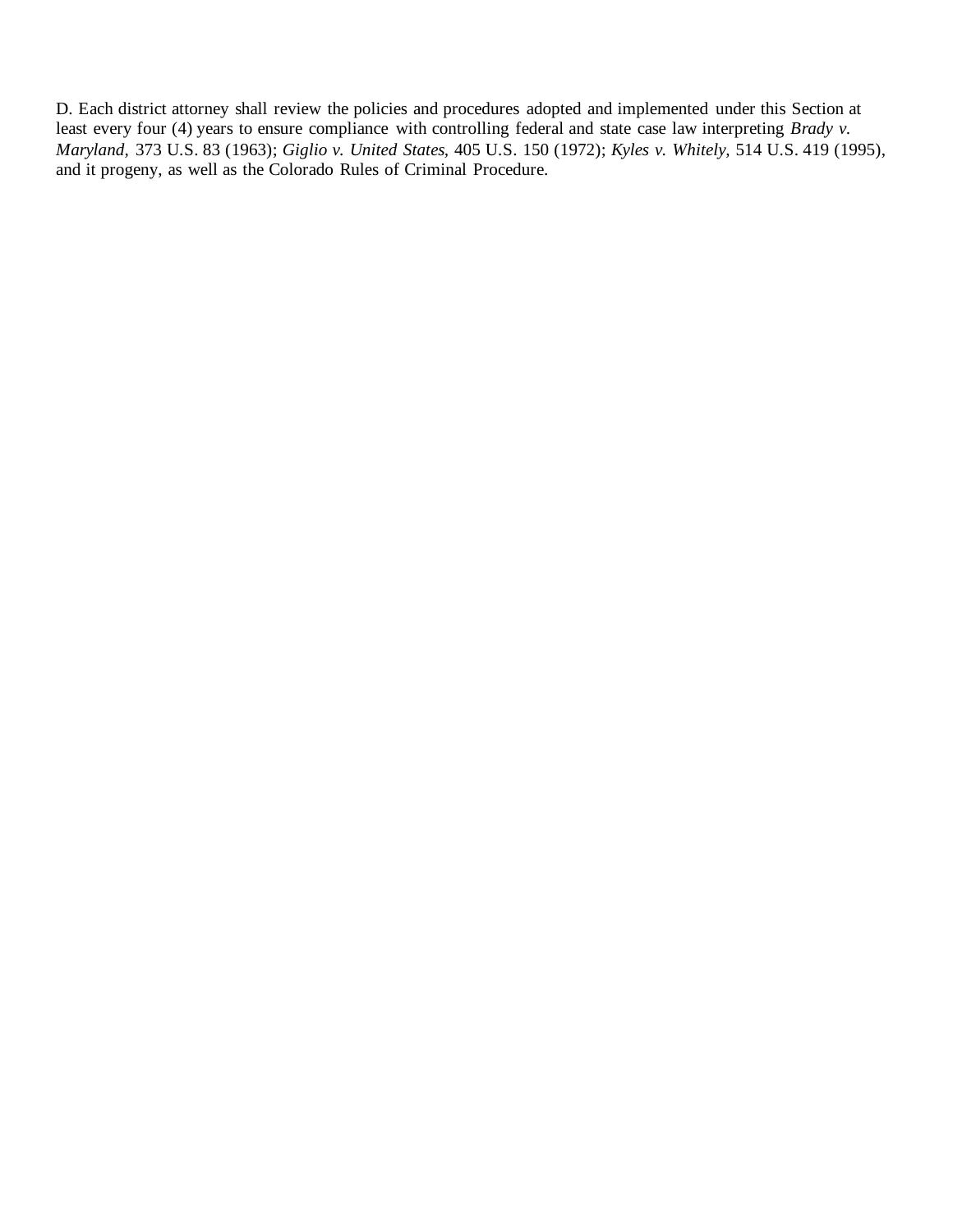D. Each district attorney shall review the policies and procedures adopted and implemented under this Section at least every four (4) years to ensure compliance with controlling federal and state case law interpreting *Brady v. Maryland*, 373 U.S. 83 (1963); *Giglio v. United States*, 405 U.S. 150 (1972); *Kyles v. Whitely*, 514 U.S. 419 (1995), and it progeny, as well as the Colorado Rules of Criminal Procedure.